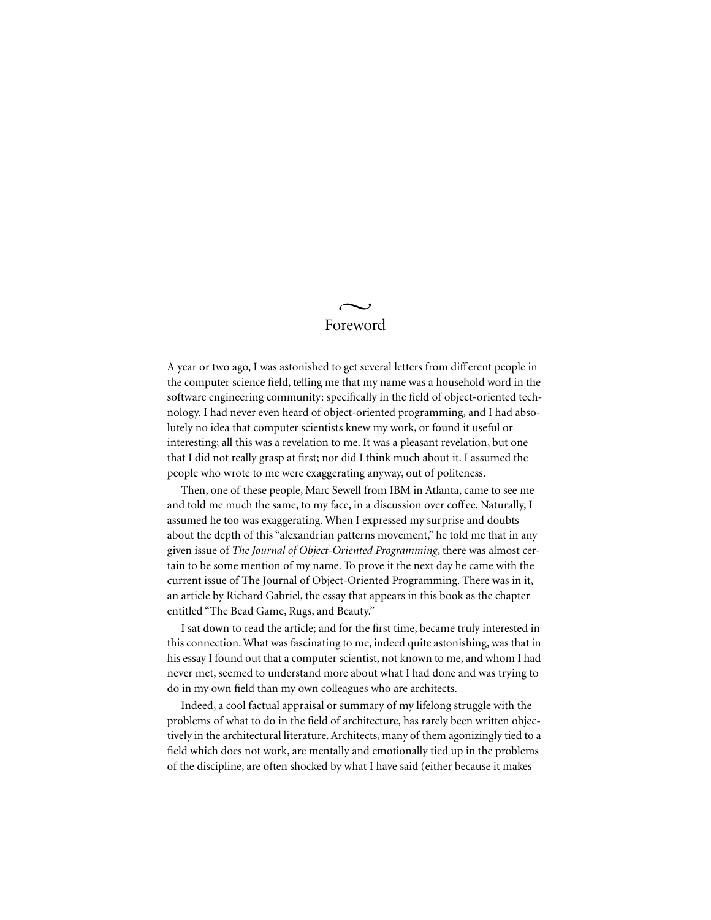# Foreword

A year or two ago, I was astonished to get several letters from different people in the computer science field, telling me that my name was a household word in the software engineering community: specifically in the field of object-oriented technology. I had never even heard of object-oriented programming, and I had absolutely no idea that computer scientists knew my work, or found it useful or interesting; all this was a revelation to me. It was a pleasant revelation, but one that I did not really grasp at first; nor did I think much about it. I assumed the people who wrote to me were exaggerating anyway, out of politeness.

Then, one of these people, Marc Sewell from IBM in Atlanta, came to see me and told me much the same, to my face, in a discussion over coffee. Naturally, I assumed he too was exaggerating. When I expressed my surprise and doubts about the depth of this "alexandrian patterns movement," he told me that in any given issue of *The Journal of Object-Oriented Programming*, there was almost certain to be some mention of my name. To prove it the next day he came with the current issue of The Journal of Object-Oriented Programming. There was in it, an article by Richard Gabriel, the essay that appears in this book as the chapter entitled "The Bead Game, Rugs, and Beauty."

I sat down to read the article; and for the first time, became truly interested in this connection. What was fascinating to me, indeed quite astonishing, was that in his essay I found out that a computer scientist, not known to me, and whom I had never met, seemed to understand more about what I had done and was trying to do in my own field than my own colleagues who are architects.

Indeed, a cool factual appraisal or summary of my lifelong struggle with the problems of what to do in the field of architecture, has rarely been written objectively in the architectural literature. Architects, many of them agonizingly tied to a field which does not work, are mentally and emotionally tied up in the problems of the discipline, are often shocked by what I have said (either because it makes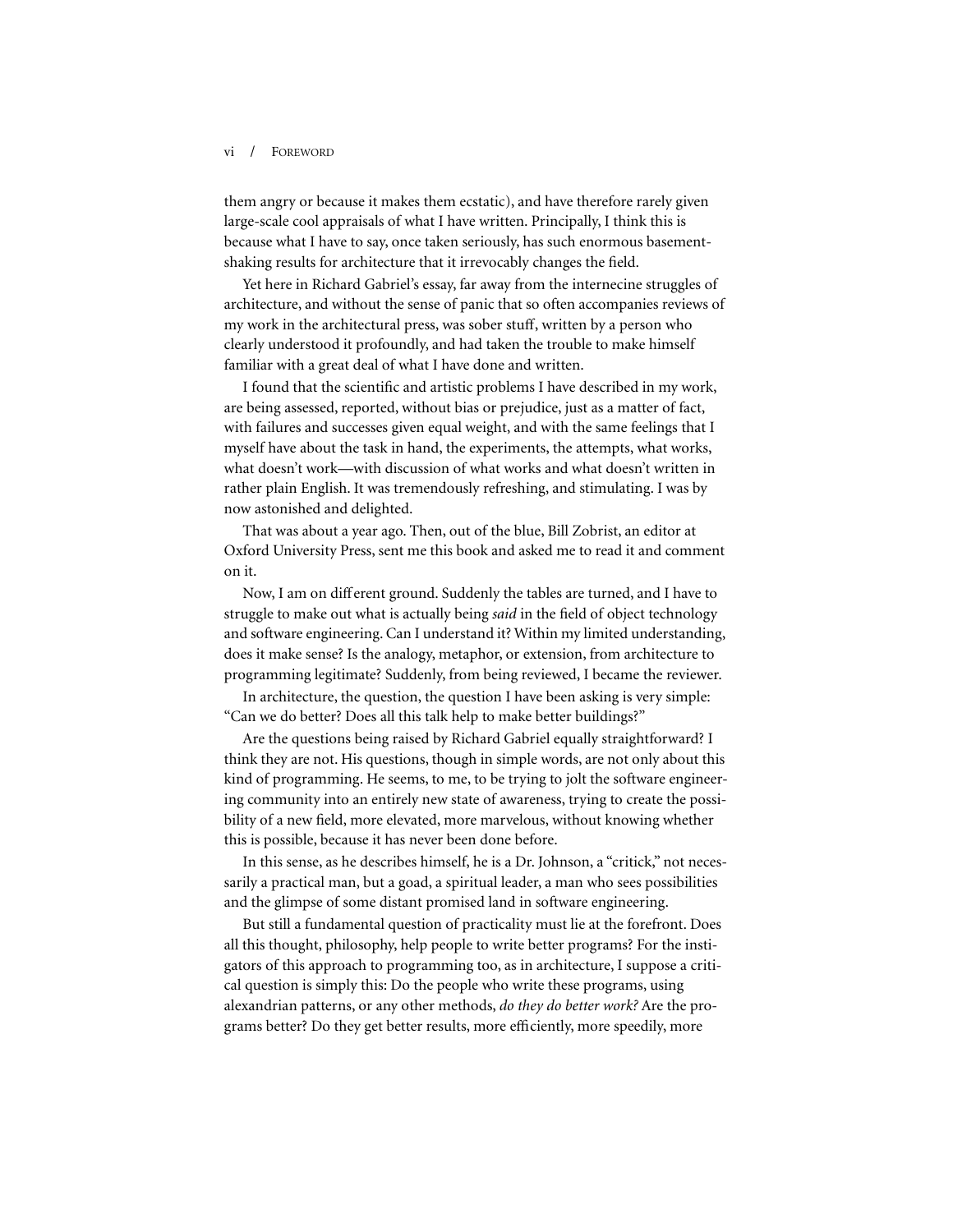them angry or because it makes them ecstatic), and have therefore rarely given large-scale cool appraisals of what I have written. Principally, I think this is because what I have to say, once taken seriously, has such enormous basement-shaking results for architecture that it irrevocably changes the field.

Yet here in Richard Gabriel's essay, far away from the internecine struggles of architecture, and without the sense of panic that so often accompanies reviews of my work in the architectural press, was sober stuff, written by a person who clearly understood it profoundly, and had taken the trouble to make himself familiar with a great deal of what I have done and written.

I found that the scientific and artistic problems I have described in my work, are being assessed, reported, without bias or prejudice, just as a matter of fact, with failures and successes given equal weight, and with the same feelings that I myself have about the task in hand, the experiments, the attempts, what works, what doesn't work—with discussion of what works and what doesn't written in rather plain English. It was tremendously refreshing, and stimulating. I was by now astonished and delighted.

That was about a year ago. Then, out of the blue, Bill Zobrist, an editor at Oxford University Press, sent me this book and asked me to read it and comment on it.

Now, I am on different ground. Suddenly the tables are turned, and I have to struggle to make out what is actually being *said* in the field of object technology and software engineering. Can I understand it? Within my limited understanding, does it make sense? Is the analogy, metaphor, or extension, from architecture to programming legitimate? Suddenly, from being reviewed, I became the reviewer.

In architecture, the question, the question I have been asking is very simple: "Can we do better? Does all this talk help to make better buildings?"

Are the questions being raised by Richard Gabriel equally straightforward? I think they are not. His questions, though in simple words, are not only about this kind of programming. He seems, to me, to be trying to jolt the software engineering community into an entirely new state of awareness, trying to create the possibility of a new field, more elevated, more marvelous, without knowing whether this is possible, because it has never been done before.

In this sense, as he describes himself, he is a Dr. Johnson, a "critick," not necessarily a practical man, but a goad, a spiritual leader, a man who sees possibilities and the glimpse of some distant promised land in software engineering.

But still a fundamental question of practicality must lie at the forefront. Does all this thought, philosophy, help people to write better programs? For the instigators of this approach to programming too, as in architecture, I suppose a critical question is simply this: Do the people who write these programs, using alexandrian patterns, or any other methods, *do they do better work?* Are the programs better? Do they get better results, more efficiently, more speedily, more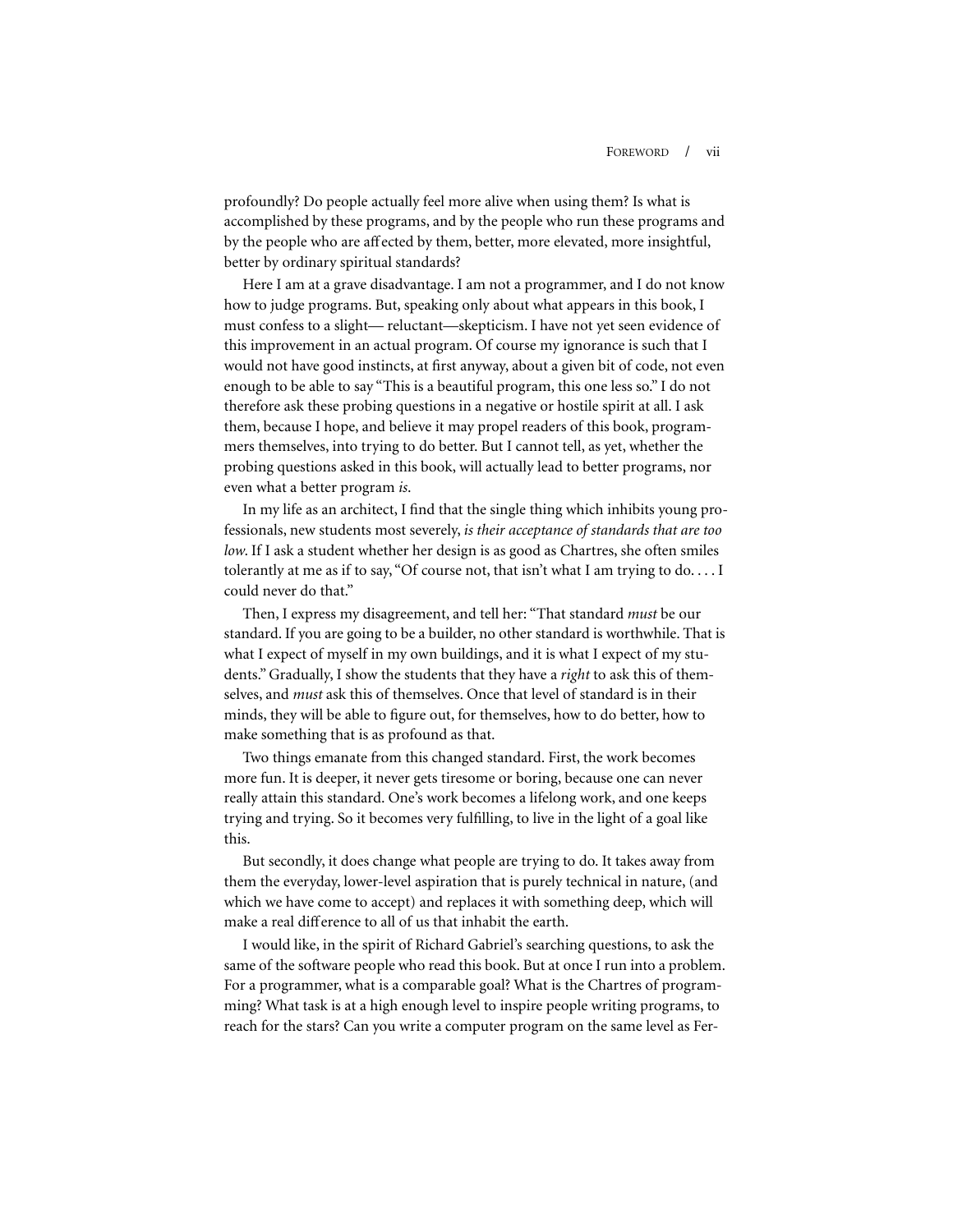profoundly? Do people actually feel more alive when using them? Is what is accomplished by these programs, and by the people who run these programs and by the people who are affected by them, better, more elevated, more insightful, better by ordinary spiritual standards?

Here I am at a grave disadvantage. I am not a programmer, and I do not know how to judge programs. But, speaking only about what appears in this book, I must confess to a slight— reluctant—skepticism. I have not yet seen evidence of this improvement in an actual program. Of course my ignorance is such that I would not have good instincts, at first anyway, about a given bit of code, not even enough to be able to say "This is a beautiful program, this one less so." I do not therefore ask these probing questions in a negative or hostile spirit at all. I ask them, because I hope, and believe it may propel readers of this book, programmers themselves, into trying to do better. But I cannot tell, as yet, whether the probing questions asked in this book, will actually lead to better programs, nor even what a better program *is*.

In my life as an architect, I find that the single thing which inhibits young professionals, new students most severely, *is their acceptance of standards that are too low*. If I ask a student whether her design is as good as Chartres, she often smiles tolerantly at me as if to say, "Of course not, that isn't what I am trying to do. . . . I could never do that."

Then, I express my disagreement, and tell her: "That standard *must* be our standard. If you are going to be a builder, no other standard is worthwhile. That is what I expect of myself in my own buildings, and it is what I expect of my students." Gradually, I show the students that they have a *right* to ask this of themselves, and *must* ask this of themselves. Once that level of standard is in their minds, they will be able to figure out, for themselves, how to do better, how to make something that is as profound as that.

Two things emanate from this changed standard. First, the work becomes more fun. It is deeper, it never gets tiresome or boring, because one can never really attain this standard. One's work becomes a lifelong work, and one keeps trying and trying. So it becomes very fulfilling, to live in the light of a goal like this.

But secondly, it does change what people are trying to do. It takes away from them the everyday, lower-level aspiration that is purely technical in nature, (and which we have come to accept) and replaces it with something deep, which will make a real difference to all of us that inhabit the earth.

I would like, in the spirit of Richard Gabriel's searching questions, to ask the same of the software people who read this book. But at once I run into a problem. For a programmer, what is a comparable goal? What is the Chartres of programming? What task is at a high enough level to inspire people writing programs, to reach for the stars? Can you write a computer program on the same level as Fer-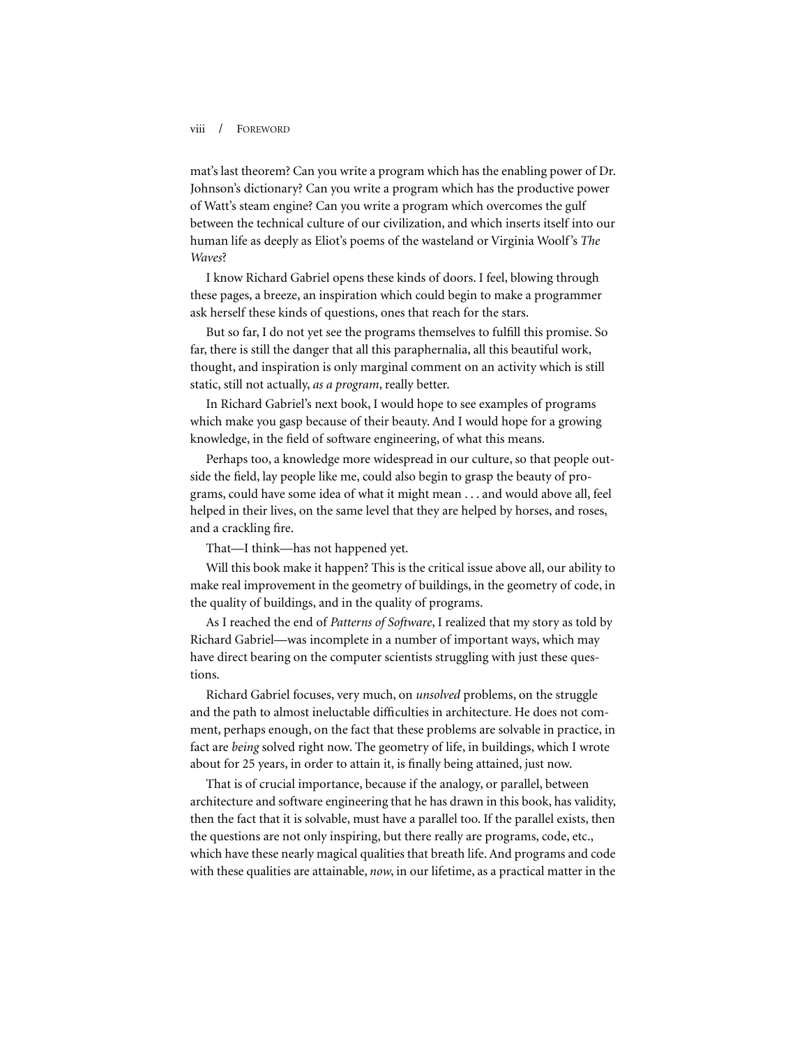mat's last theorem? Can you write a program which has the enabling power of Dr. Johnson's dictionary? Can you write a program which has the productive power of Watt's steam engine? Can you write a program which overcomes the gulf between the technical culture of our civilization, and which inserts itself into our human life as deeply as Eliot's poems of the wasteland or Virginia Woolf's *The Waves*?

I know Richard Gabriel opens these kinds of doors. I feel, blowing through these pages, a breeze, an inspiration which could begin to make a programmer ask herself these kinds of questions, ones that reach for the stars.

But so far, I do not yet see the programs themselves to fulfill this promise. So far, there is still the danger that all this paraphernalia, all this beautiful work, thought, and inspiration is only marginal comment on an activity which is still static, still not actually, *as a program*, really better.

In Richard Gabriel's next book, I would hope to see examples of programs which make you gasp because of their beauty. And I would hope for a growing knowledge, in the field of software engineering, of what this means.

Perhaps too, a knowledge more widespread in our culture, so that people outside the field, lay people like me, could also begin to grasp the beauty of programs, could have some idea of what it might mean . . . and would above all, feel helped in their lives, on the same level that they are helped by horses, and roses, and a crackling fire.

That—I think—has not happened yet.

Will this book make it happen? This is the critical issue above all, our ability to make real improvement in the geometry of buildings, in the geometry of code, in the quality of buildings, and in the quality of programs.

As I reached the end of *Patterns of Software*, I realized that my story as told by Richard Gabriel—was incomplete in a number of important ways, which may have direct bearing on the computer scientists struggling with just these questions.

Richard Gabriel focuses, very much, on *unsolved* problems, on the struggle and the path to almost ineluctable difficulties in architecture. He does not comment, perhaps enough, on the fact that these problems are solvable in practice, in fact are *being* solved right now. The geometry of life, in buildings, which I wrote about for 25 years, in order to attain it, is finally being attained, just now.

That is of crucial importance, because if the analogy, or parallel, between architecture and software engineering that he has drawn in this book, has validity, then the fact that it is solvable, must have a parallel too. If the parallel exists, then the questions are not only inspiring, but there really are programs, code, etc., which have these nearly magical qualities that breath life. And programs and code with these qualities are attainable, *now*, in our lifetime, as a practical matter in the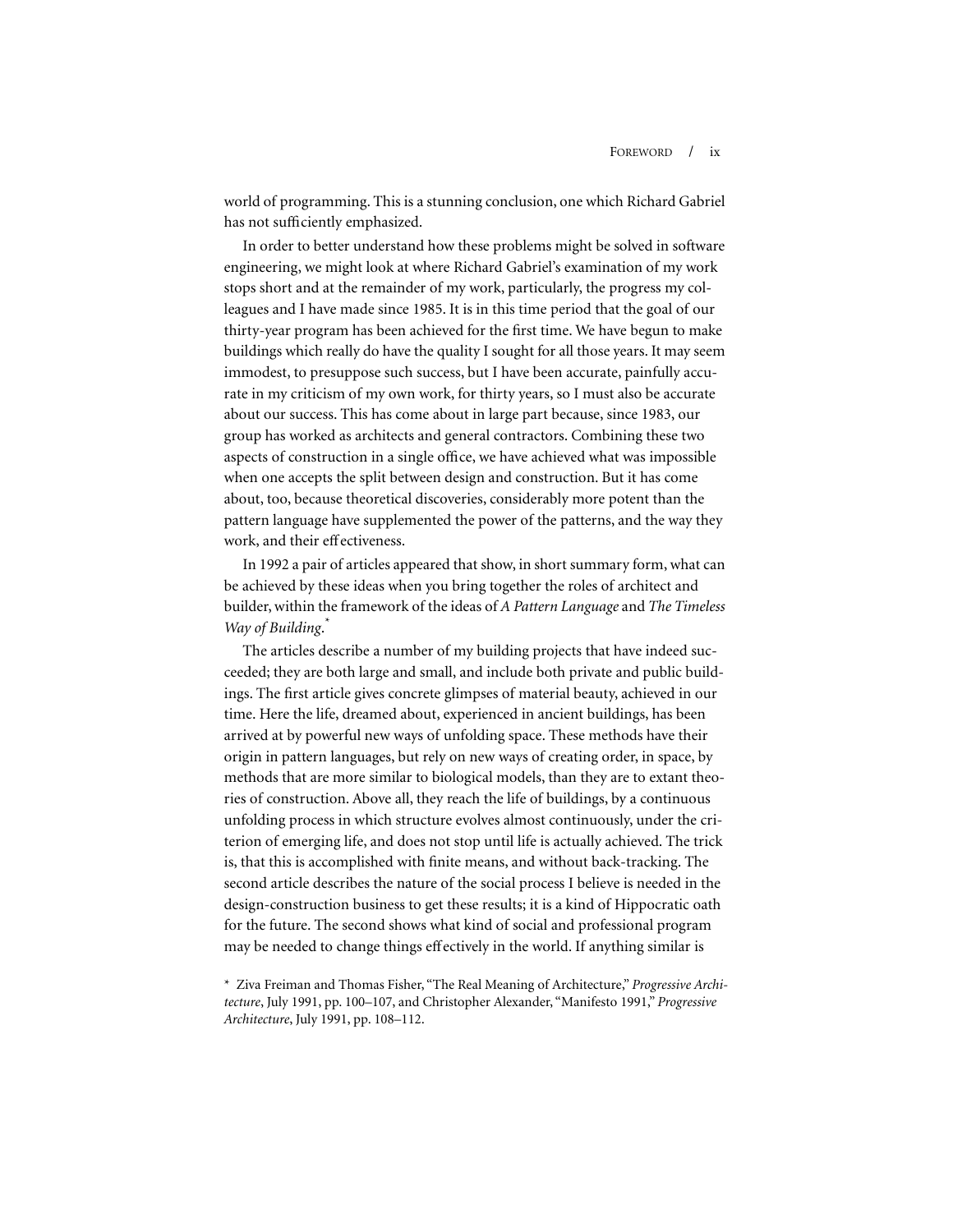world of programming. This is a stunning conclusion, one which Richard Gabriel has not sufficiently emphasized.

In order to better understand how these problems might be solved in software engineering, we might look at where Richard Gabriel's examination of my work stops short and at the remainder of my work, particularly, the progress my colleagues and I have made since 1985. It is in this time period that the goal of our thirty-year program has been achieved for the first time. We have begun to make buildings which really do have the quality I sought for all those years. It may seem immodest, to presuppose such success, but I have been accurate, painfully accurate in my criticism of my own work, for thirty years, so I must also be accurate about our success. This has come about in large part because, since 1983, our group has worked as architects and general contractors. Combining these two aspects of construction in a single office, we have achieved what was impossible when one accepts the split between design and construction. But it has come about, too, because theoretical discoveries, considerably more potent than the pattern language have supplemented the power of the patterns, and the way they work, and their effectiveness.

In 1992 a pair of articles appeared that show, in short summary form, what can be achieved by these ideas when you bring together the roles of architect and builder, within the framework of the ideas of *A Pattern Language* and *The Timeless Way of Building*.*

The articles describe a number of my building projects that have indeed succeeded; they are both large and small, and include both private and public buildings. The first article gives concrete glimpses of material beauty, achieved in our time. Here the life, dreamed about, experienced in ancient buildings, has been arrived at by powerful new ways of unfolding space. These methods have their origin in pattern languages, but rely on new ways of creating order, in space, by methods that are more similar to biological models, than they are to extant theories of construction. Above all, they reach the life of buildings, by a continuous unfolding process in which structure evolves almost continuously, under the criterion of emerging life, and does not stop until life is actually achieved. The trick is, that this is accomplished with finite means, and without back-tracking. The second article describes the nature of the social process I believe is needed in the design-construction business to get these results; it is a kind of Hippocratic oath for the future. The second shows what kind of social and professional program may be needed to change things effectively in the world. If anything similar is

\* Ziva Freiman and Thomas Fisher, "The Real Meaning of Architecture," *Progressive Architecture*, July 1991, pp. 100–107, and Christopher Alexander, "Manifesto 1991," *Progressive Architecture*, July 1991, pp. 108–112.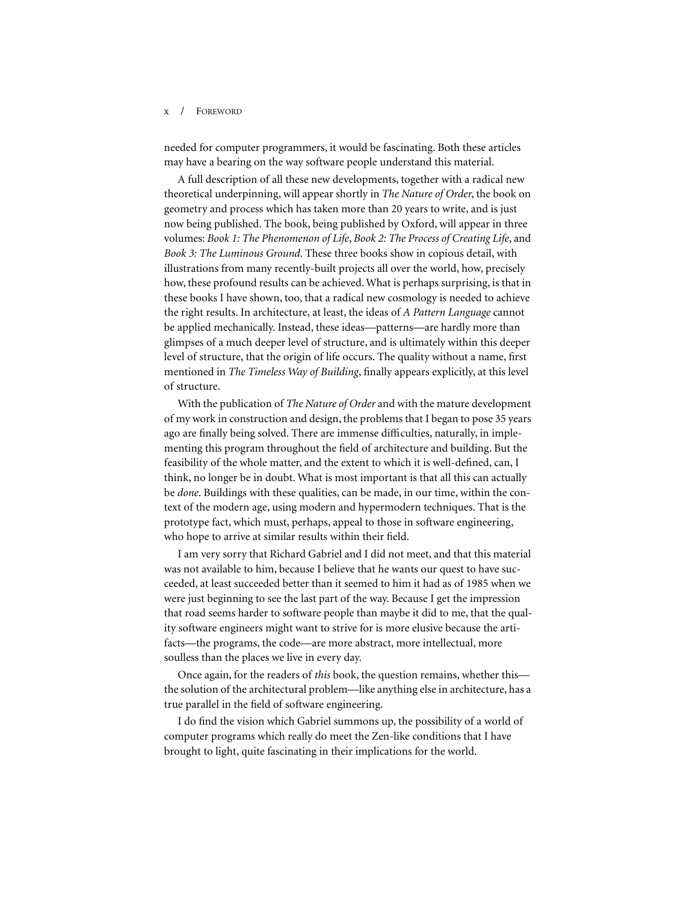needed for computer programmers, it would be fascinating. Both these articles may have a bearing on the way software people understand this material.

A full description of all these new developments, together with a radical new theoretical underpinning, will appear shortly in *The Nature of Order*, the book on geometry and process which has taken more than 20 years to write, and is just now being published. The book, being published by Oxford, will appear in three volumes: *Book 1: The Phenomenon of Life*, *Book 2: The Process of Creating Life*, and *Book 3: The Luminous Ground*. These three books show in copious detail, with illustrations from many recently-built projects all over the world, how, precisely how, these profound results can be achieved. What is perhaps surprising, is that in these books I have shown, too, that a radical new cosmology is needed to achieve the right results. In architecture, at least, the ideas of *A Pattern Language* cannot be applied mechanically. Instead, these ideas—patterns—are hardly more than glimpses of a much deeper level of structure, and is ultimately within this deeper level of structure, that the origin of life occurs. The quality without a name, first mentioned in *The Timeless Way of Building*, finally appears explicitly, at this level of structure.

With the publication of *The Nature of Order* and with the mature development of my work in construction and design, the problems that I began to pose 35 years ago are finally being solved. There are immense difficulties, naturally, in implementing this program throughout the field of architecture and building. But the feasibility of the whole matter, and the extent to which it is well-defined, can, I think, no longer be in doubt. What is most important is that all this can actually be *done*. Buildings with these qualities, can be made, in our time, within the context of the modern age, using modern and hypermodern techniques. That is the prototype fact, which must, perhaps, appeal to those in software engineering, who hope to arrive at similar results within their field.

I am very sorry that Richard Gabriel and I did not meet, and that this material was not available to him, because I believe that he wants our quest to have succeeded, at least succeeded better than it seemed to him it had as of 1985 when we were just beginning to see the last part of the way. Because I get the impression that road seems harder to software people than maybe it did to me, that the quality software engineers might want to strive for is more elusive because the artifacts—the programs, the code—are more abstract, more intellectual, more soulless than the places we live in every day.

Once again, for the readers of *this* book, the question remains, whether this—the solution of the architectural problem—like anything else in architecture, has a true parallel in the field of software engineering.

I do find the vision which Gabriel summons up, the possibility of a world of computer programs which really do meet the Zen-like conditions that I have brought to light, quite fascinating in their implications for the world.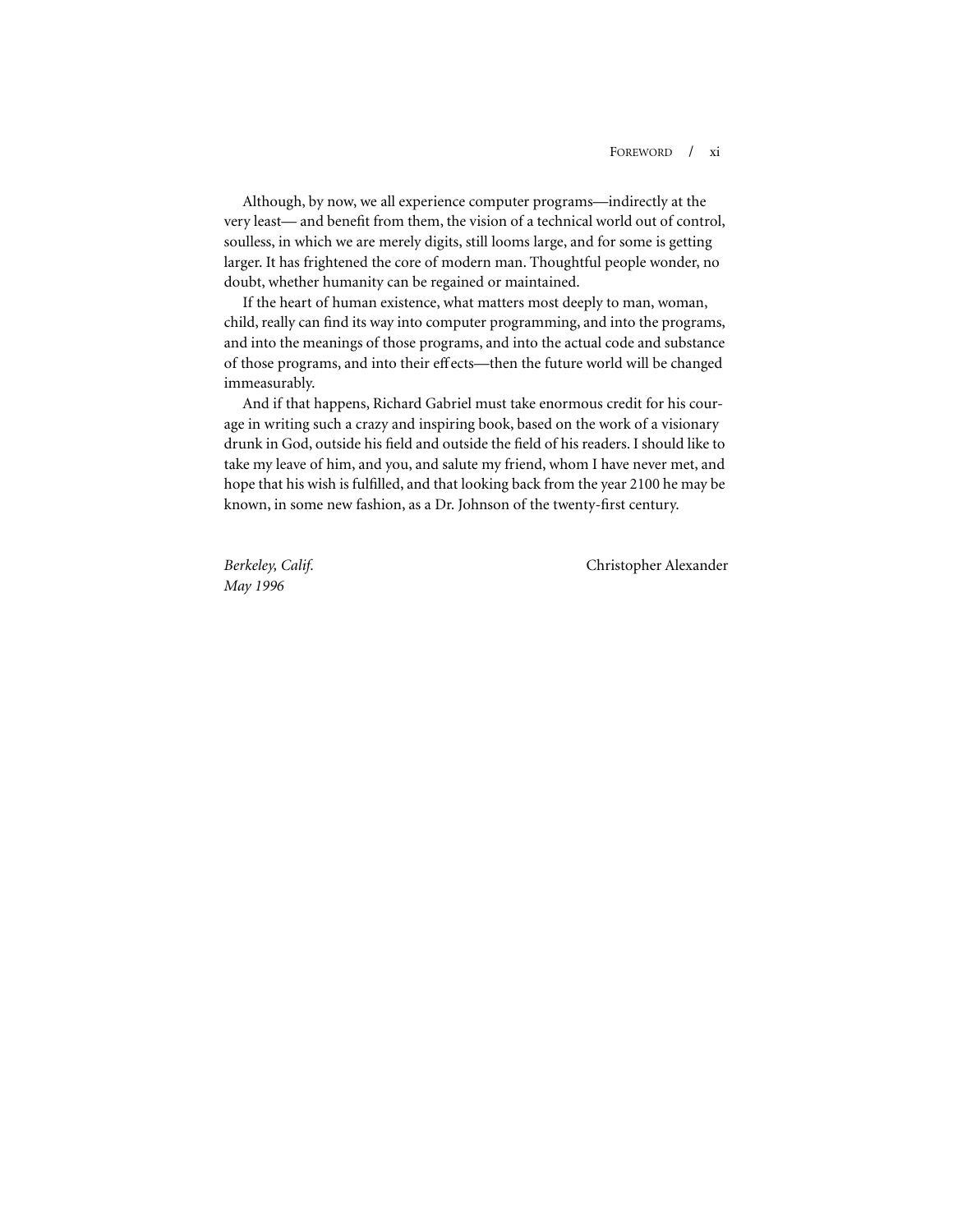Although, by now, we all experience computer programs—indirectly at the very least— and benefit from them, the vision of a technical world out of control, soulless, in which we are merely digits, still looms large, and for some is getting larger. It has frightened the core of modern man. Thoughtful people wonder, no doubt, whether humanity can be regained or maintained.

If the heart of human existence, what matters most deeply to man, woman, child, really can find its way into computer programming, and into the programs, and into the meanings of those programs, and into the actual code and substance of those programs, and into their effects—then the future world will be changed immeasurably.

And if that happens, Richard Gabriel must take enormous credit for his courage in writing such a crazy and inspiring book, based on the work of a visionary drunk in God, outside his field and outside the field of his readers. I should like to take my leave of him, and you, and salute my friend, whom I have never met, and hope that his wish is fulfilled, and that looking back from the year 2100 he may be known, in some new fashion, as a Dr. Johnson of the twenty-first century.

*Berkeley, Calif.*
*May 1996*

Christopher Alexander